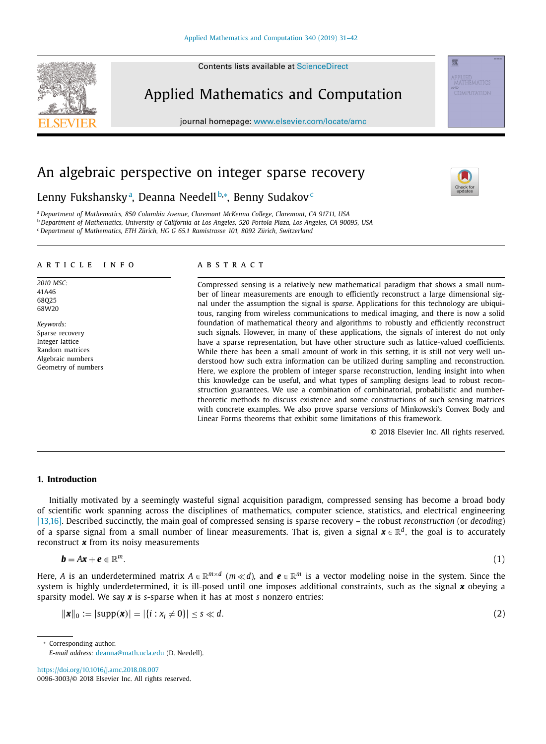# An algebraic perspective on integer sparse recovery

Lenny Fukshansky[a], Deanna Needell[b,*], Benny Sudakov[c]

[a] Department of Mathematics, 850 Columbia Avenue, Claremont McKenna College, Claremont, CA 91711, USA
[b] Department of Mathematics, University of California at Los Angeles, 520 Portola Plaza, Los Angeles, CA 90095, USA
[c] Department of Mathematics, ETH Zürich, HG G 65.1 Ramistrasse 101, 8092 Zürich, Switzerland

## ARTICLE INFO

*2010 MSC:*
41A46
68Q25
68W20

*Keywords:*
Sparse recovery
Integer lattice
Random matrices
Algebraic numbers
Geometry of numbers

## ABSTRACT

Compressed sensing is a relatively new mathematical paradigm that shows a small number of linear measurements are enough to efficiently reconstruct a large dimensional signal under the assumption the signal is *sparse*. Applications for this technology are ubiquitous, ranging from wireless communications to medical imaging, and there is now a solid foundation of mathematical theory and algorithms to robustly and efficiently reconstruct such signals. However, in many of these applications, the signals of interest do not only have a sparse representation, but have other structure such as lattice-valued coefficients. While there has been a small amount of work in this setting, it is still not very well understood how such extra information can be utilized during sampling and reconstruction. Here, we explore the problem of integer sparse reconstruction, lending insight into when this knowledge can be useful, and what types of sampling designs lead to robust reconstruction guarantees. We use a combination of combinatorial, probabilistic and number-theoretic methods to discuss existence and some constructions of such sensing matrices with concrete examples. We also prove sparse versions of Minkowski's Convex Body and Linear Forms theorems that exhibit some limitations of this framework.

© 2018 Elsevier Inc. All rights reserved.

## 1. Introduction

Initially motivated by a seemingly wasteful signal acquisition paradigm, compressed sensing has become a broad body of scientific work spanning across the disciplines of mathematics, computer science, statistics, and electrical engineering [13,16]. Described succinctly, the main goal of compressed sensing is sparse recovery – the robust *reconstruction* (or *decoding*) of a sparse signal from a small number of linear measurements. That is, given a signal $\boldsymbol{x} \in \mathbb{R}^d$, the goal is to accurately reconstruct $\boldsymbol{x}$ from its noisy measurements

$$\boldsymbol{b} = A\boldsymbol{x} + \boldsymbol{e} \in \mathbb{R}^m. \tag{1}$$

Here, $A$ is an underdetermined matrix $A \in \mathbb{R}^{m \times d}$ $(m \ll d)$, and $\boldsymbol{e} \in \mathbb{R}^m$ is a vector modeling noise in the system. Since the system is highly underdetermined, it is ill-posed until one imposes additional constraints, such as the signal $\boldsymbol{x}$ obeying a sparsity model. We say $\boldsymbol{x}$ is $s$-sparse when it has at most $s$ nonzero entries:

$$\|\boldsymbol{x}\|_0 := |\mathrm{supp}(\boldsymbol{x})| = |\{i : x_i \neq 0\}| \leq s \ll d. \tag{2}$$

* Corresponding author.
*E-mail address:* deanna@math.ucla.edu (D. Needell).

https://doi.org/10.1016/j.amc.2018.08.007
0096-3003/© 2018 Elsevier Inc. All rights reserved.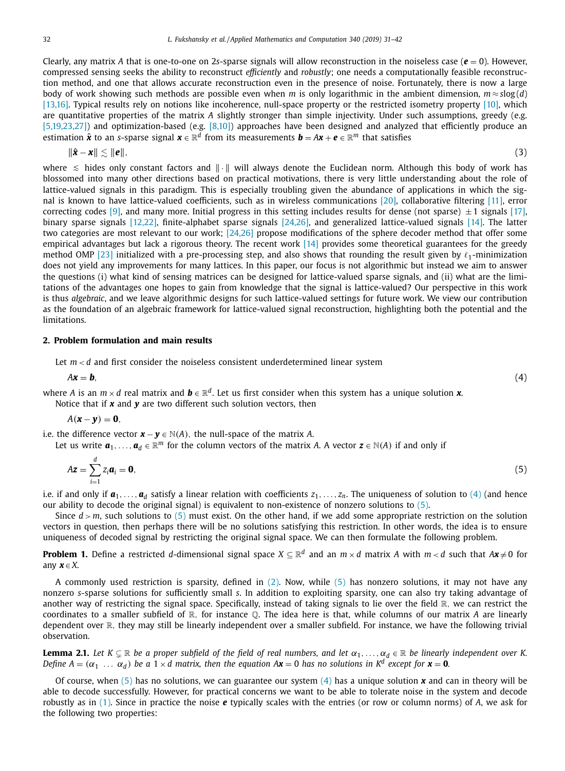Clearly, any matrix $A$ that is one-to-one on $2s$-sparse signals will allow reconstruction in the noiseless case ($\boldsymbol{e} = 0$). However, compressed sensing seeks the ability to reconstruct *efficiently* and *robustly*; one needs a computationally feasible reconstruction method, and one that allows accurate reconstruction even in the presence of noise. Fortunately, there is now a large body of work showing such methods are possible even when $m$ is only logarithmic in the ambient dimension, $m \approx s\log(d)$ [13,16]. Typical results rely on notions like incoherence, null-space property or the restricted isometry property [10], which are quantitative properties of the matrix $A$ slightly stronger than simple injectivity. Under such assumptions, greedy (e.g. [5,19,23,27]) and optimization-based (e.g. [8,10]) approaches have been designed and analyzed that efficiently produce an estimation $\hat{\boldsymbol{x}}$ to an $s$-sparse signal $\boldsymbol{x} \in \mathbb{R}^d$ from its measurements $\boldsymbol{b} = A\boldsymbol{x} + \boldsymbol{e} \in \mathbb{R}^m$ that satisfies

$$\|\hat{\boldsymbol{x}} - \boldsymbol{x}\| \lesssim \|\boldsymbol{e}\|, \tag{3}$$

where $\lesssim$ hides only constant factors and $\|\cdot\|$ will always denote the Euclidean norm. Although this body of work has blossomed into many other directions based on practical motivations, there is very little understanding about the role of lattice-valued signals in this paradigm. This is especially troubling given the abundance of applications in which the signal is known to have lattice-valued coefficients, such as in wireless communications [20], collaborative filtering [11], error correcting codes [9], and many more. Initial progress in this setting includes results for dense (not sparse) $\pm 1$ signals [17], binary sparse signals [12,22], finite-alphabet sparse signals [24,26], and generalized lattice-valued signals [14]. The latter two categories are most relevant to our work; [24,26] propose modifications of the sphere decoder method that offer some empirical advantages but lack a rigorous theory. The recent work [14] provides some theoretical guarantees for the greedy method OMP [23] initialized with a pre-processing step, and also shows that rounding the result given by $\ell_1$-minimization does not yield any improvements for many lattices. In this paper, our focus is not algorithmic but instead we aim to answer the questions (i) what kind of sensing matrices can be designed for lattice-valued sparse signals, and (ii) what are the limitations of the advantages one hopes to gain from knowledge that the signal is lattice-valued? Our perspective in this work is thus *algebraic*, and we leave algorithmic designs for such lattice-valued settings for future work. We view our contribution as the foundation of an algebraic framework for lattice-valued signal reconstruction, highlighting both the potential and the limitations.

## 2. Problem formulation and main results

Let $m < d$ and first consider the noiseless consistent underdetermined linear system

$$A\boldsymbol{x} = \boldsymbol{b}, \tag{4}$$

where $A$ is an $m \times d$ real matrix and $\boldsymbol{b} \in \mathbb{R}^d$. Let us first consider when this system has a unique solution $\boldsymbol{x}$.

Notice that if $\boldsymbol{x}$ and $\boldsymbol{y}$ are two different such solution vectors, then

$$A(\boldsymbol{x} - \boldsymbol{y}) = \boldsymbol{0},$$

i.e. the difference vector $\boldsymbol{x} - \boldsymbol{y} \in \mathbb{N}(A)$, the null-space of the matrix $A$.

Let us write $\boldsymbol{a}_1, \dots, \boldsymbol{a}_d \in \mathbb{R}^m$ for the column vectors of the matrix $A$. A vector $\boldsymbol{z} \in \mathbb{N}(A)$ if and only if

$$A\boldsymbol{z} = \sum_{i=1}^{d} z_i \boldsymbol{a}_i = \boldsymbol{0}, \tag{5}$$

i.e. if and only if $\boldsymbol{a}_1, \dots, \boldsymbol{a}_d$ satisfy a linear relation with coefficients $z_1, \dots, z_n$. The uniqueness of solution to (4) (and hence our ability to decode the original signal) is equivalent to non-existence of nonzero solutions to (5).

Since $d > m$, such solutions to (5) must exist. On the other hand, if we add some appropriate restriction on the solution vectors in question, then perhaps there will be no solutions satisfying this restriction. In other words, the idea is to ensure uniqueness of decoded signal by restricting the original signal space. We can then formulate the following problem.

**Problem 1.** Define a restricted $d$-dimensional signal space $X \subseteq \mathbb{R}^d$ and an $m \times d$ matrix $A$ with $m < d$ such that $A\boldsymbol{x} \neq 0$ for any $\boldsymbol{x} \in X$.

A commonly used restriction is sparsity, defined in (2). Now, while (5) has nonzero solutions, it may not have any nonzero $s$-sparse solutions for sufficiently small $s$. In addition to exploiting sparsity, one can also try taking advantage of another way of restricting the signal space. Specifically, instead of taking signals to lie over the field $\mathbb{R}$, we can restrict the coordinates to a smaller subfield of $\mathbb{R}$, for instance $\mathbb{Q}$. The idea here is that, while columns of our matrix $A$ are linearly dependent over $\mathbb{R}$, they may still be linearly independent over a smaller subfield. For instance, we have the following trivial observation.

**Lemma 2.1.** *Let $K \subsetneq \mathbb{R}$ be a proper subfield of the field of real numbers, and let $\alpha_1, \dots, \alpha_d \in \mathbb{R}$ be linearly independent over $K$. Define $A = (\alpha_1 \ \dots \ \alpha_d)$ be a $1 \times d$ matrix, then the equation $A\boldsymbol{x} = 0$ has no solutions in $K^d$ except for $\boldsymbol{x} = \boldsymbol{0}$.*

Of course, when (5) has no solutions, we can guarantee our system (4) has a unique solution $\boldsymbol{x}$ and can in theory will be able to decode successfully. However, for practical concerns we want to be able to tolerate noise in the system and decode robustly as in (1). Since in practice the noise $\boldsymbol{e}$ typically scales with the entries (or row or column norms) of $A$, we ask for the following two properties: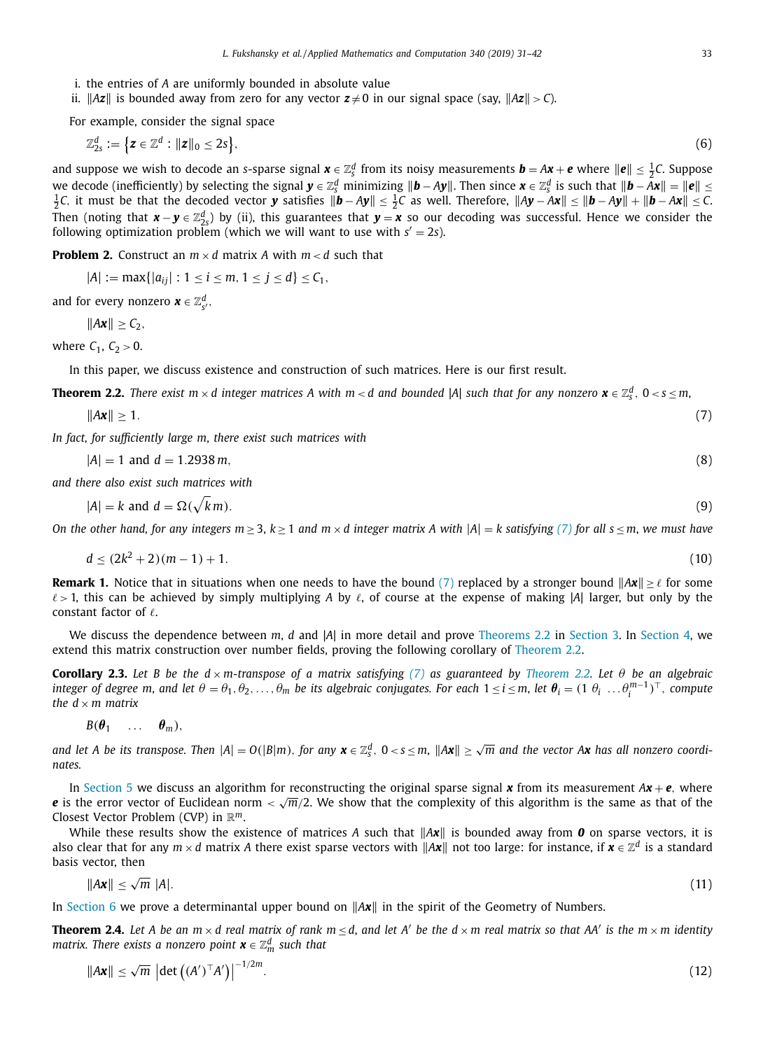i. the entries of $A$ are uniformly bounded in absolute value
ii. $\|A\boldsymbol{z}\|$ is bounded away from zero for any vector $\boldsymbol{z} \neq 0$ in our signal space (say, $\|A\boldsymbol{z}\| > C$).

For example, consider the signal space

$$\mathbb{Z}^d_{2s} := \left\{ \boldsymbol{z} \in \mathbb{Z}^d : \|\boldsymbol{z}\|_0 \leq 2s \right\}, \tag{6}$$

and suppose we wish to decode an $s$-sparse signal $\boldsymbol{x} \in \mathbb{Z}^d_s$ from its noisy measurements $\boldsymbol{b} = A\boldsymbol{x} + \boldsymbol{e}$ where $\|\boldsymbol{e}\| \leq \frac{1}{2}C$. Suppose we decode (inefficiently) by selecting the signal $\boldsymbol{y} \in \mathbb{Z}^d_s$ minimizing $\|\boldsymbol{b} - A\boldsymbol{y}\|$. Then since $\boldsymbol{x} \in \mathbb{Z}^d_s$ is such that $\|\boldsymbol{b} - A\boldsymbol{x}\| = \|\boldsymbol{e}\| \leq \frac{1}{2}C$, it must be that the decoded vector $\boldsymbol{y}$ satisfies $\|\boldsymbol{b} - A\boldsymbol{y}\| \leq \frac{1}{2}C$ as well. Therefore, $\|A\boldsymbol{y} - A\boldsymbol{x}\| \leq \|\boldsymbol{b} - A\boldsymbol{y}\| + \|\boldsymbol{b} - A\boldsymbol{x}\| \leq C$. Then (noting that $\boldsymbol{x} - \boldsymbol{y} \in \mathbb{Z}^d_{2s}$) by (ii), this guarantees that $\boldsymbol{y} = \boldsymbol{x}$ so our decoding was successful. Hence we consider the following optimization problem (which we will want to use with $s' = 2s$).

**Problem 2.** Construct an $m \times d$ matrix $A$ with $m < d$ such that

$$|A| := \max\{|a_{ij}| : 1 \leq i \leq m, 1 \leq j \leq d\} \leq C_1,$$

and for every nonzero $\boldsymbol{x} \in \mathbb{Z}^d_{s'}$,

$$\|A\boldsymbol{x}\| \geq C_2,$$

where $C_1, C_2 > 0$.

In this paper, we discuss existence and construction of such matrices. Here is our first result.

**Theorem 2.2.** *There exist $m \times d$ integer matrices $A$ with $m < d$ and bounded $|A|$ such that for any nonzero $\boldsymbol{x} \in \mathbb{Z}^d_s$, $0 < s \leq m$,*

$$\|A\boldsymbol{x}\| \geq 1. \tag{7}$$

*In fact, for sufficiently large $m$, there exist such matrices with*

$$|A| = 1 \text{ and } d = 1.2938\, m, \tag{8}$$

*and there also exist such matrices with*

$$|A| = k \text{ and } d = \Omega(\sqrt{k}\, m). \tag{9}$$

*On the other hand, for any integers $m \geq 3$, $k \geq 1$ and $m \times d$ integer matrix $A$ with $|A| = k$ satisfying (7) for all $s \leq m$, we must have*

$$d \leq (2k^2 + 2)(m - 1) + 1. \tag{10}$$

**Remark 1.** Notice that in situations when one needs to have the bound (7) replaced by a stronger bound $\|A\boldsymbol{x}\| \geq \ell$ for some $\ell > 1$, this can be achieved by simply multiplying $A$ by $\ell$, of course at the expense of making $|A|$ larger, but only by the constant factor of $\ell$.

We discuss the dependence between $m$, $d$ and $|A|$ in more detail and prove Theorems 2.2 in Section 3. In Section 4, we extend this matrix construction over number fields, proving the following corollary of Theorem 2.2.

**Corollary 2.3.** *Let $B$ be the $d \times m$-transpose of a matrix satisfying (7) as guaranteed by Theorem 2.2. Let $\theta$ be an algebraic integer of degree $m$, and let $\theta = \theta_1, \theta_2, \ldots, \theta_m$ be its algebraic conjugates. For each $1 \leq i \leq m$, let $\boldsymbol{\theta}_i = (1\ \theta_i\ \ldots \theta_i^{m-1})^\top$, compute the $d \times m$ matrix*

$$B(\boldsymbol{\theta}_1 \quad \ldots \quad \boldsymbol{\theta}_m),$$

*and let $A$ be its transpose. Then $|A| = O(|B|m)$, for any $\boldsymbol{x} \in \mathbb{Z}^d_s$, $0 < s \leq m$, $\|A\boldsymbol{x}\| \geq \sqrt{m}$ and the vector $A\boldsymbol{x}$ has all nonzero coordinates.*

In Section 5 we discuss an algorithm for reconstructing the original sparse signal $\boldsymbol{x}$ from its measurement $A\boldsymbol{x} + \boldsymbol{e}$, where $\boldsymbol{e}$ is the error vector of Euclidean norm $< \sqrt{m}/2$. We show that the complexity of this algorithm is the same as that of the Closest Vector Problem (CVP) in $\mathbb{R}^m$.

While these results show the existence of matrices $A$ such that $\|A\boldsymbol{x}\|$ is bounded away from $\boldsymbol{0}$ on sparse vectors, it is also clear that for any $m \times d$ matrix $A$ there exist sparse vectors with $\|A\boldsymbol{x}\|$ not too large: for instance, if $\boldsymbol{x} \in \mathbb{Z}^d$ is a standard basis vector, then

$$\|A\boldsymbol{x}\| \leq \sqrt{m}\ |A|. \tag{11}$$

In Section 6 we prove a determinantal upper bound on $\|A\boldsymbol{x}\|$ in the spirit of the Geometry of Numbers.

**Theorem 2.4.** *Let $A$ be an $m \times d$ real matrix of rank $m \leq d$, and let $A'$ be the $d \times m$ real matrix so that $AA'$ is the $m \times m$ identity matrix. There exists a nonzero point $\boldsymbol{x} \in \mathbb{Z}^d_m$ such that*

$$\|A\boldsymbol{x}\| \leq \sqrt{m}\ \left|\det\left((A')^\top A'\right)\right|^{-1/2m}. \tag{12}$$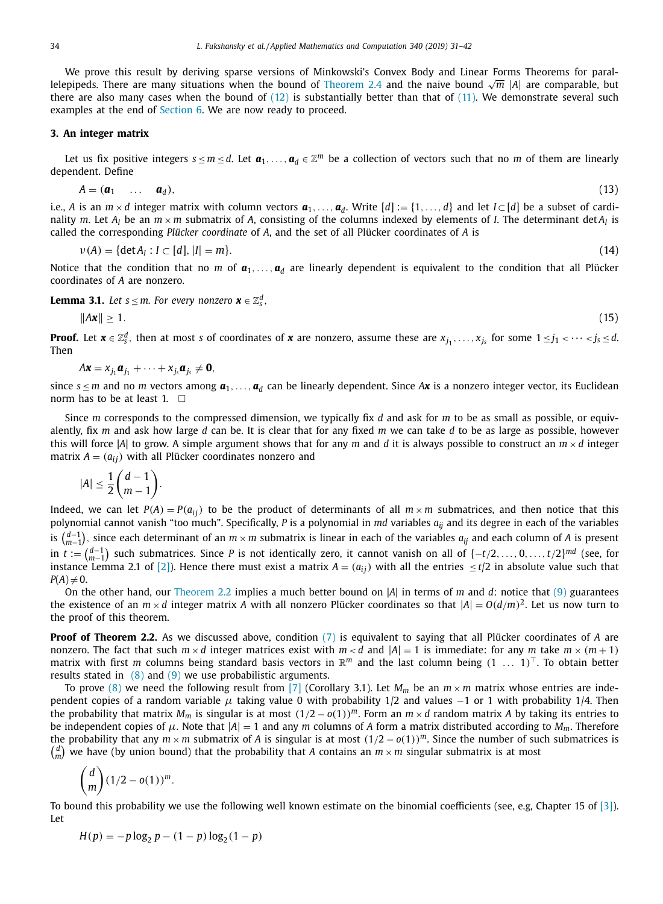We prove this result by deriving sparse versions of Minkowski's Convex Body and Linear Forms Theorems for parallelepipeds. There are many situations when the bound of Theorem 2.4 and the naive bound $\sqrt{m}\ |A|$ are comparable, but there are also many cases when the bound of (12) is substantially better than that of (11). We demonstrate several such examples at the end of Section 6. We are now ready to proceed.

## 3. An integer matrix

Let us fix positive integers $s \le m \le d$. Let $\boldsymbol{a}_1, \dots, \boldsymbol{a}_d \in \mathbb{Z}^m$ be a collection of vectors such that no $m$ of them are linearly dependent. Define

$$A = (\boldsymbol{a}_1 \quad \dots \quad \boldsymbol{a}_d), \tag{13}$$

i.e., $A$ is an $m \times d$ integer matrix with column vectors $\boldsymbol{a}_1, \dots, \boldsymbol{a}_d$. Write $[d] := \{1, \dots, d\}$ and let $I \subset [d]$ be a subset of cardinality $m$. Let $A_I$ be an $m \times m$ submatrix of $A$, consisting of the columns indexed by elements of $I$. The determinant $\det A_I$ is called the corresponding *Plücker coordinate* of $A$, and the set of all Plücker coordinates of $A$ is

$$\nu(A) = \{\det A_I : I \subset [d], |I| = m\}. \tag{14}$$

Notice that the condition that no $m$ of $\boldsymbol{a}_1, \dots, \boldsymbol{a}_d$ are linearly dependent is equivalent to the condition that all Plücker coordinates of $A$ are nonzero.

**Lemma 3.1.** *Let $s \le m$. For every nonzero $\boldsymbol{x} \in \mathbb{Z}_s^d$,*

$$\|A\boldsymbol{x}\| \ge 1. \tag{15}$$

**Proof.** Let $\boldsymbol{x} \in \mathbb{Z}_s^d$, then at most $s$ of coordinates of $\boldsymbol{x}$ are nonzero, assume these are $x_{j_1}, \dots, x_{j_s}$ for some $1 \le j_1 < \dots < j_s \le d$. Then

$$A\boldsymbol{x} = x_{j_1}\boldsymbol{a}_{j_1} + \dots + x_{j_s}\boldsymbol{a}_{j_s} \ne \boldsymbol{0},$$

since $s \le m$ and no $m$ vectors among $\boldsymbol{a}_1, \dots, \boldsymbol{a}_d$ can be linearly dependent. Since $A\boldsymbol{x}$ is a nonzero integer vector, its Euclidean norm has to be at least 1. $\square$

Since $m$ corresponds to the compressed dimension, we typically fix $d$ and ask for $m$ to be as small as possible, or equivalently, fix $m$ and ask how large $d$ can be. It is clear that for any fixed $m$ we can take $d$ to be as large as possible, however this will force $|A|$ to grow. A simple argument shows that for any $m$ and $d$ it is always possible to construct an $m \times d$ integer matrix $A = (a_{ij})$ with all Plücker coordinates nonzero and

$$|A| \le \frac{1}{2}\binom{d-1}{m-1}.$$

Indeed, we can let $P(A) = P(a_{ij})$ to be the product of determinants of all $m \times m$ submatrices, and then notice that this polynomial cannot vanish "too much". Specifically, $P$ is a polynomial in $md$ variables $a_{ij}$ and its degree in each of the variables is $\binom{d-1}{m-1}$, since each determinant of an $m \times m$ submatrix is linear in each of the variables $a_{ij}$ and each column of $A$ is present in $t := \binom{d-1}{m-1}$ such submatrices. Since $P$ is not identically zero, it cannot vanish on all of $\{-t/2, \dots, 0, \dots, t/2\}^{md}$ (see, for instance Lemma 2.1 of [2]). Hence there must exist a matrix $A = (a_{ij})$ with all the entries $\le t/2$ in absolute value such that $P(A) \ne 0$.

On the other hand, our Theorem 2.2 implies a much better bound on $|A|$ in terms of $m$ and $d$: notice that (9) guarantees the existence of an $m \times d$ integer matrix $A$ with all nonzero Plücker coordinates so that $|A| = O(d/m)^2$. Let us now turn to the proof of this theorem.

**Proof of Theorem 2.2.** As we discussed above, condition (7) is equivalent to saying that all Plücker coordinates of $A$ are nonzero. The fact that such $m \times d$ integer matrices exist with $m < d$ and $|A| = 1$ is immediate: for any $m$ take $m \times (m+1)$ matrix with first $m$ columns being standard basis vectors in $\mathbb{R}^m$ and the last column being $(1 \ \dots \ 1)^\top$. To obtain better results stated in (8) and (9) we use probabilistic arguments.

To prove (8) we need the following result from [7] (Corollary 3.1). Let $M_m$ be an $m \times m$ matrix whose entries are independent copies of a random variable $\mu$ taking value 0 with probability 1/2 and values $-1$ or 1 with probability 1/4. Then the probability that matrix $M_m$ is singular is at most $(1/2 - o(1))^m$. Form an $m \times d$ random matrix $A$ by taking its entries to be independent copies of $\mu$. Note that $|A| = 1$ and any $m$ columns of $A$ form a matrix distributed according to $M_m$. Therefore the probability that any $m \times m$ submatrix of $A$ is singular is at most $(1/2 - o(1))^m$. Since the number of such submatrices is $\binom{d}{m}$ we have (by union bound) that the probability that $A$ contains an $m \times m$ singular submatrix is at most

$$\binom{d}{m}(1/2 - o(1))^m.$$

To bound this probability we use the following well known estimate on the binomial coefficients (see, e.g, Chapter 15 of [3]). Let

$$H(p) = -p\log_2 p - (1-p)\log_2(1-p)$$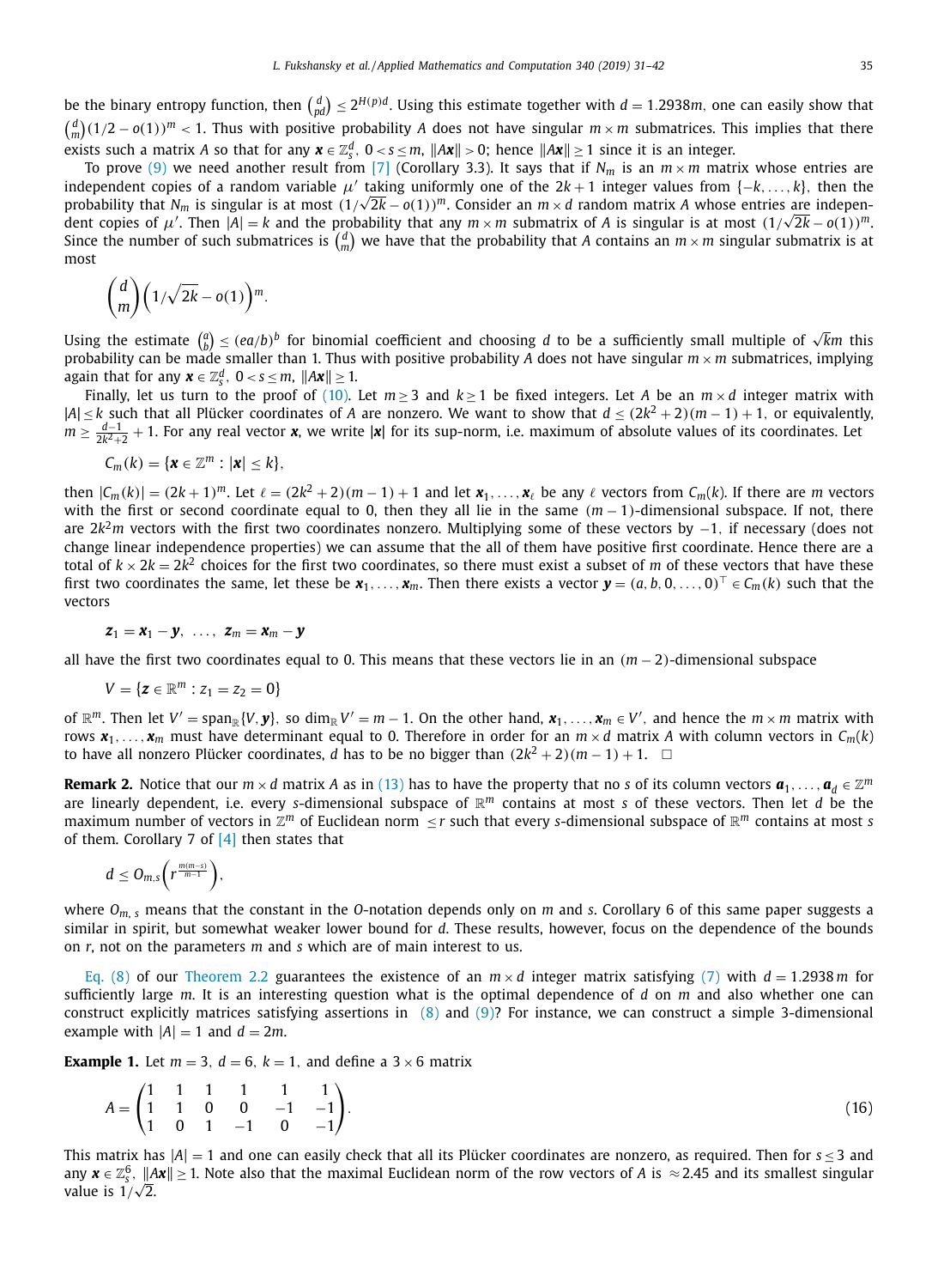be the binary entropy function, then $\binom{d}{pd} \le 2^{H(p)d}$. Using this estimate together with $d = 1.2938m$, one can easily show that $\binom{d}{m}(1/2 - o(1))^m < 1$. Thus with positive probability $A$ does not have singular $m \times m$ submatrices. This implies that there exists such a matrix $A$ so that for any $\boldsymbol{x} \in \mathbb{Z}_s^d$, $0 < s \le m$, $\|A\boldsymbol{x}\| > 0$; hence $\|A\boldsymbol{x}\| \ge 1$ since it is an integer.

To prove (9) we need another result from [7] (Corollary 3.3). It says that if $N_m$ is an $m \times m$ matrix whose entries are independent copies of a random variable $\mu'$ taking uniformly one of the $2k+1$ integer values from $\{-k, \dots, k\}$, then the probability that $N_m$ is singular is at most $(1/\sqrt{2k} - o(1))^m$. Consider an $m \times d$ random matrix $A$ whose entries are independent copies of $\mu'$. Then $|A| = k$ and the probability that any $m \times m$ submatrix of $A$ is singular is at most $(1/\sqrt{2k} - o(1))^m$. Since the number of such submatrices is $\binom{d}{m}$ we have that the probability that $A$ contains an $m \times m$ singular submatrix is at most

$$\binom{d}{m}\left(1/\sqrt{2k} - o(1)\right)^m.$$

Using the estimate $\binom{a}{b} \le (ea/b)^b$ for binomial coefficient and choosing $d$ to be a sufficiently small multiple of $\sqrt{k}m$ this probability can be made smaller than 1. Thus with positive probability $A$ does not have singular $m \times m$ submatrices, implying again that for any $\boldsymbol{x} \in \mathbb{Z}_s^d$, $0 < s \le m$, $\|A\boldsymbol{x}\| \ge 1$.

Finally, let us turn to the proof of (10). Let $m \ge 3$ and $k \ge 1$ be fixed integers. Let $A$ be an $m \times d$ integer matrix with $|A| \le k$ such that all Plücker coordinates of $A$ are nonzero. We want to show that $d \le (2k^2 + 2)(m-1) + 1$, or equivalently, $m \ge \frac{d-1}{2k^2+2} + 1$. For any real vector $\boldsymbol{x}$, we write $|\boldsymbol{x}|$ for its sup-norm, i.e. maximum of absolute values of its coordinates. Let

$$C_m(k) = \{\boldsymbol{x} \in \mathbb{Z}^m : |\boldsymbol{x}| \le k\},$$

then $|C_m(k)| = (2k+1)^m$. Let $\ell = (2k^2+2)(m-1) + 1$ and let $\boldsymbol{x}_1, \dots, \boldsymbol{x}_\ell$ be any $\ell$ vectors from $C_m(k)$. If there are $m$ vectors with the first or second coordinate equal to 0, then they all lie in the same $(m-1)$-dimensional subspace. If not, there are $2k^2m$ vectors with the first two coordinates nonzero. Multiplying some of these vectors by $-1$, if necessary (does not change linear independence properties) we can assume that the all of them have positive first coordinate. Hence there are a total of $k \times 2k = 2k^2$ choices for the first two coordinates, so there must exist a subset of $m$ of these vectors that have these first two coordinates the same, let these be $\boldsymbol{x}_1, \dots, \boldsymbol{x}_m$. Then there exists a vector $\boldsymbol{y} = (a, b, 0, \dots, 0)^\top \in C_m(k)$ such that the vectors

$$\boldsymbol{z}_1 = \boldsymbol{x}_1 - \boldsymbol{y}, \ \dots, \ \boldsymbol{z}_m = \boldsymbol{x}_m - \boldsymbol{y}$$

all have the first two coordinates equal to 0. This means that these vectors lie in an $(m-2)$-dimensional subspace

$$V = \{\boldsymbol{z} \in \mathbb{R}^m : z_1 = z_2 = 0\}$$

of $\mathbb{R}^m$. Then let $V' = \operatorname{span}_{\mathbb{R}}\{V, \boldsymbol{y}\}$, so $\dim_{\mathbb{R}} V' = m-1$. On the other hand, $\boldsymbol{x}_1, \dots, \boldsymbol{x}_m \in V'$, and hence the $m \times m$ matrix with rows $\boldsymbol{x}_1, \dots, \boldsymbol{x}_m$ must have determinant equal to 0. Therefore in order for an $m \times d$ matrix $A$ with column vectors in $C_m(k)$ to have all nonzero Plücker coordinates, $d$ has to be no bigger than $(2k^2+2)(m-1)+1$. □

**Remark 2.** Notice that our $m \times d$ matrix $A$ as in (13) has to have the property that no $s$ of its column vectors $\boldsymbol{a}_1, \dots, \boldsymbol{a}_d \in \mathbb{Z}^m$ are linearly dependent, i.e. every $s$-dimensional subspace of $\mathbb{R}^m$ contains at most $s$ of these vectors. Then let $d$ be the maximum number of vectors in $\mathbb{Z}^m$ of Euclidean norm $\le r$ such that every $s$-dimensional subspace of $\mathbb{R}^m$ contains at most $s$ of them. Corollary 7 of [4] then states that

$$d \le O_{m,s}\left(r^{\frac{m(m-s)}{m-1}}\right),$$

where $O_{m,s}$ means that the constant in the $O$-notation depends only on $m$ and $s$. Corollary 6 of this same paper suggests a similar in spirit, but somewhat weaker lower bound for $d$. These results, however, focus on the dependence of the bounds on $r$, not on the parameters $m$ and $s$ which are of main interest to us.

Eq. (8) of our Theorem 2.2 guarantees the existence of an $m \times d$ integer matrix satisfying (7) with $d = 1.2938\,m$ for sufficiently large $m$. It is an interesting question what is the optimal dependence of $d$ on $m$ and also whether one can construct explicitly matrices satisfying assertions in (8) and (9)? For instance, we can construct a simple 3-dimensional example with $|A| = 1$ and $d = 2m$.

**Example 1.** Let $m = 3$, $d = 6$, $k = 1$, and define a $3 \times 6$ matrix

$$A = \begin{pmatrix} 1 & 1 & 1 & 1 & 1 & 1 \\ 1 & 1 & 0 & 0 & -1 & -1 \\ 1 & 0 & 1 & -1 & 0 & -1 \end{pmatrix}. \tag{16}$$

This matrix has $|A| = 1$ and one can easily check that all its Plücker coordinates are nonzero, as required. Then for $s \le 3$ and any $\boldsymbol{x} \in \mathbb{Z}_s^6$, $\|A\boldsymbol{x}\| \ge 1$. Note also that the maximal Euclidean norm of the row vectors of $A$ is $\approx 2.45$ and its smallest singular value is $1/\sqrt{2}$.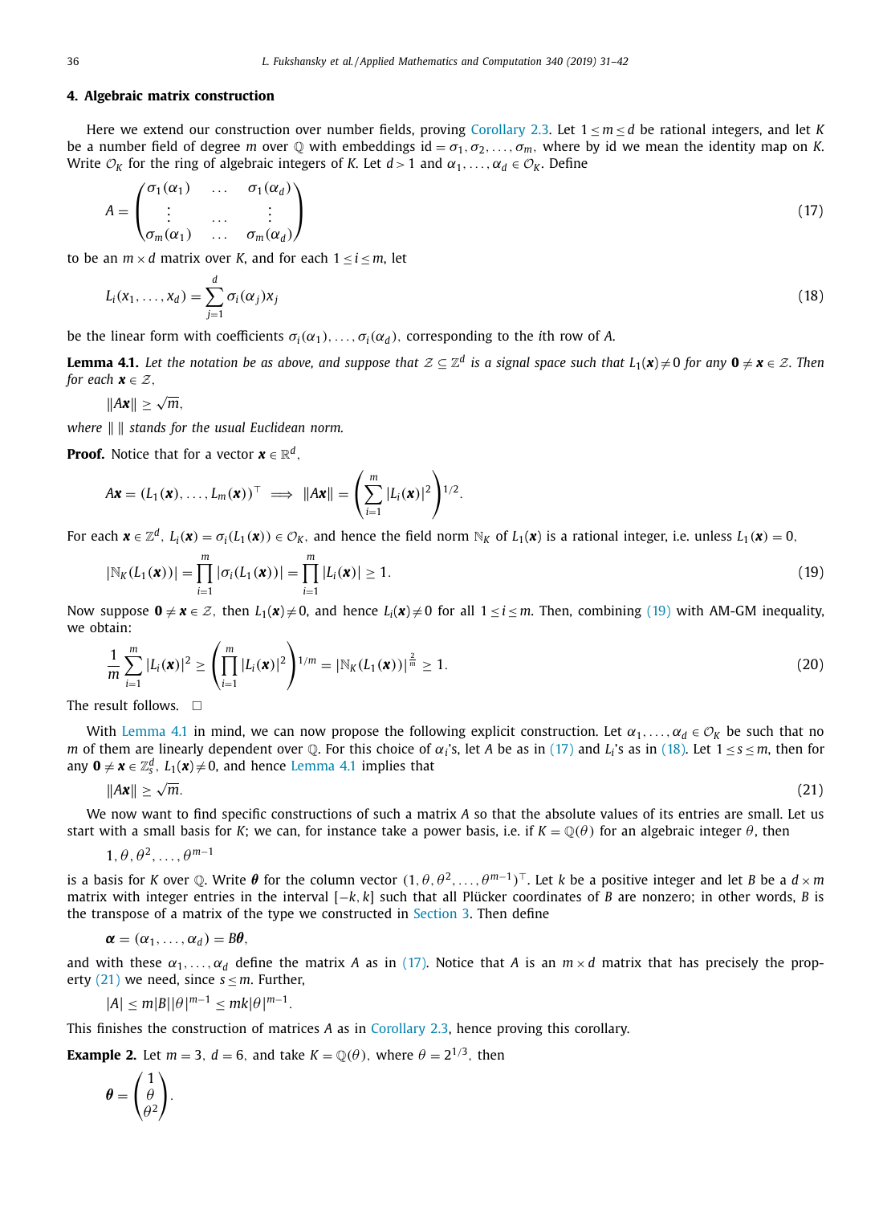## 4. Algebraic matrix construction

Here we extend our construction over number fields, proving Corollary 2.3. Let $1 \leq m \leq d$ be rational integers, and let $K$ be a number field of degree $m$ over $\mathbb{Q}$ with embeddings $\mathrm{id} = \sigma_1, \sigma_2, \ldots, \sigma_m$, where by id we mean the identity map on $K$. Write $\mathcal{O}_K$ for the ring of algebraic integers of $K$. Let $d > 1$ and $\alpha_1, \ldots, \alpha_d \in \mathcal{O}_K$. Define

$$A = \begin{pmatrix} \sigma_1(\alpha_1) & \ldots & \sigma_1(\alpha_d) \\ \vdots & \ldots & \vdots \\ \sigma_m(\alpha_1) & \ldots & \sigma_m(\alpha_d) \end{pmatrix} \tag{17}$$

to be an $m \times d$ matrix over $K$, and for each $1 \leq i \leq m$, let

$$L_i(x_1, \ldots, x_d) = \sum_{j=1}^{d} \sigma_i(\alpha_j) x_j \tag{18}$$

be the linear form with coefficients $\sigma_i(\alpha_1), \ldots, \sigma_i(\alpha_d)$, corresponding to the $i$th row of $A$.

**Lemma 4.1.** *Let the notation be as above, and suppose that $\mathcal{Z} \subseteq \mathbb{Z}^d$ is a signal space such that $L_1(\boldsymbol{x}) \neq 0$ for any $\boldsymbol{0} \neq \boldsymbol{x} \in \mathcal{Z}$. Then for each $\boldsymbol{x} \in \mathcal{Z}$,*

$$\|A\boldsymbol{x}\| \geq \sqrt{m},$$

*where $\| \ \|$ stands for the usual Euclidean norm.*

**Proof.** Notice that for a vector $\boldsymbol{x} \in \mathbb{R}^d$,

$$A\boldsymbol{x} = (L_1(\boldsymbol{x}), \ldots, L_m(\boldsymbol{x}))^\top \implies \|A\boldsymbol{x}\| = \left( \sum_{i=1}^{m} |L_i(\boldsymbol{x})|^2 \right)^{1/2}.$$

For each $\boldsymbol{x} \in \mathbb{Z}^d$, $L_i(\boldsymbol{x}) = \sigma_i(L_1(\boldsymbol{x})) \in \mathcal{O}_K$, and hence the field norm $\mathbb{N}_K$ of $L_1(\boldsymbol{x})$ is a rational integer, i.e. unless $L_1(\boldsymbol{x}) = 0$,

$$|\mathbb{N}_K(L_1(\boldsymbol{x}))| = \prod_{i=1}^{m} |\sigma_i(L_1(\boldsymbol{x}))| = \prod_{i=1}^{m} |L_i(\boldsymbol{x})| \geq 1. \tag{19}$$

Now suppose $\boldsymbol{0} \neq \boldsymbol{x} \in \mathcal{Z}$, then $L_1(\boldsymbol{x}) \neq 0$, and hence $L_i(\boldsymbol{x}) \neq 0$ for all $1 \leq i \leq m$. Then, combining (19) with AM-GM inequality, we obtain:

$$\frac{1}{m} \sum_{i=1}^{m} |L_i(\boldsymbol{x})|^2 \geq \left( \prod_{i=1}^{m} |L_i(\boldsymbol{x})|^2 \right)^{1/m} = |\mathbb{N}_K(L_1(\boldsymbol{x}))|^{\frac{2}{m}} \geq 1. \tag{20}$$

The result follows. $\square$

With Lemma 4.1 in mind, we can now propose the following explicit construction. Let $\alpha_1, \ldots, \alpha_d \in \mathcal{O}_K$ be such that no $m$ of them are linearly dependent over $\mathbb{Q}$. For this choice of $\alpha_i$'s, let $A$ be as in (17) and $L_i$'s as in (18). Let $1 \leq s \leq m$, then for any $\boldsymbol{0} \neq \boldsymbol{x} \in \mathbb{Z}^d_s$, $L_1(\boldsymbol{x}) \neq 0$, and hence Lemma 4.1 implies that

$$\|A\boldsymbol{x}\| \geq \sqrt{m}. \tag{21}$$

We now want to find specific constructions of such a matrix $A$ so that the absolute values of its entries are small. Let us start with a small basis for $K$; we can, for instance take a power basis, i.e. if $K = \mathbb{Q}(\theta)$ for an algebraic integer $\theta$, then

$$1, \theta, \theta^2, \ldots, \theta^{m-1}$$

is a basis for $K$ over $\mathbb{Q}$. Write $\boldsymbol{\theta}$ for the column vector $(1, \theta, \theta^2, \ldots, \theta^{m-1})^\top$. Let $k$ be a positive integer and let $B$ be a $d \times m$ matrix with integer entries in the interval $[-k, k]$ such that all Plücker coordinates of $B$ are nonzero; in other words, $B$ is the transpose of a matrix of the type we constructed in Section 3. Then define

$$\boldsymbol{\alpha} = (\alpha_1, \ldots, \alpha_d) = B\boldsymbol{\theta},$$

and with these $\alpha_1, \ldots, \alpha_d$ define the matrix $A$ as in (17). Notice that $A$ is an $m \times d$ matrix that has precisely the property (21) we need, since $s \leq m$. Further,

$$|A| \leq m|B||\theta|^{m-1} \leq mk|\theta|^{m-1}.$$

This finishes the construction of matrices $A$ as in Corollary 2.3, hence proving this corollary.

**Example 2.** Let $m = 3$, $d = 6$, and take $K = \mathbb{Q}(\theta)$, where $\theta = 2^{1/3}$, then

$$\boldsymbol{\theta} = \begin{pmatrix} 1 \\ \theta \\ \theta^2 \end{pmatrix}.$$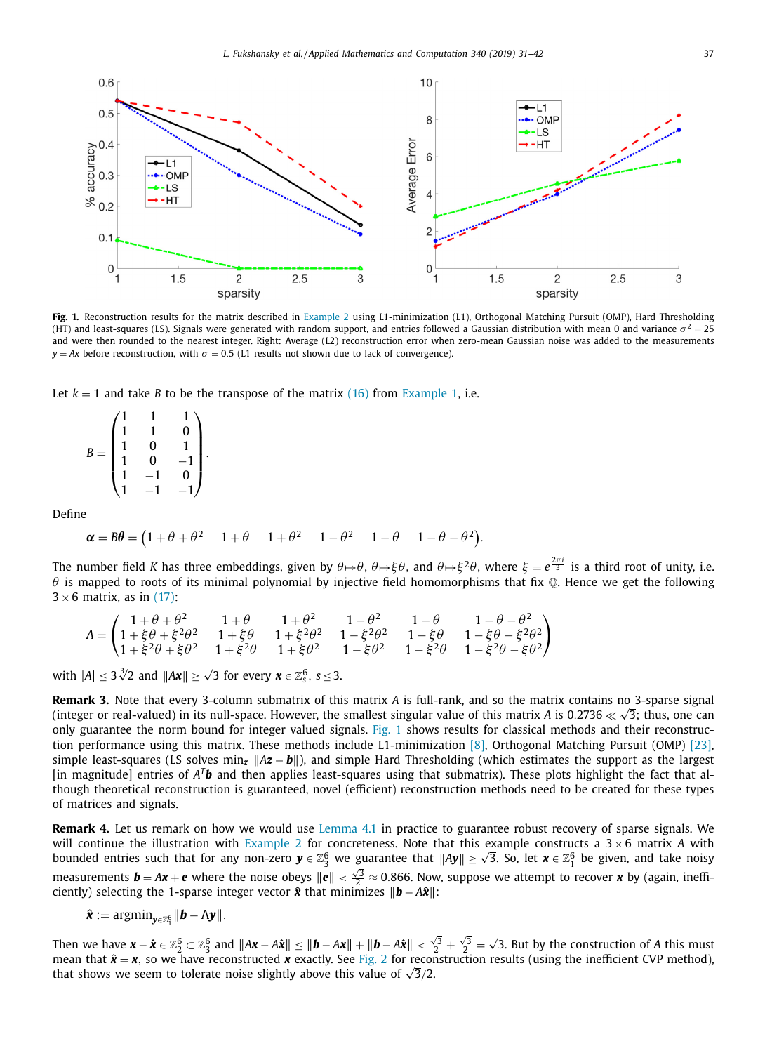**Fig. 1.** Reconstruction results for the matrix described in Example 2 using L1-minimization (L1), Orthogonal Matching Pursuit (OMP), Hard Thresholding (HT) and least-squares (LS). Signals were generated with random support, and entries followed a Gaussian distribution with mean 0 and variance $\sigma^2 = 25$ and were then rounded to the nearest integer. Right: Average (L2) reconstruction error when zero-mean Gaussian noise was added to the measurements $y = Ax$ before reconstruction, with $\sigma = 0.5$ (L1 results not shown due to lack of convergence).

Let $k = 1$ and take $B$ to be the transpose of the matrix (16) from Example 1, i.e.

$$B = \begin{pmatrix} 1 & 1 & 1 \\ 1 & 1 & 0 \\ 1 & 0 & 1 \\ 1 & 0 & -1 \\ 1 & -1 & 0 \\ 1 & -1 & -1 \end{pmatrix}.$$

Define

$$\boldsymbol{\alpha} = B\boldsymbol{\theta} = \begin{pmatrix} 1+\theta+\theta^2 & 1+\theta & 1+\theta^2 & 1-\theta^2 & 1-\theta & 1-\theta-\theta^2 \end{pmatrix}.$$

The number field $K$ has three embeddings, given by $\theta \mapsto \theta$, $\theta \mapsto \xi\theta$, and $\theta \mapsto \xi^2\theta$, where $\xi = e^{\frac{2\pi i}{3}}$ is a third root of unity, i.e. $\theta$ is mapped to roots of its minimal polynomial by injective field homomorphisms that fix $\mathbb{Q}$. Hence we get the following $3 \times 6$ matrix, as in (17):

$$A = \begin{pmatrix} 1+\theta+\theta^2 & 1+\theta & 1+\theta^2 & 1-\theta^2 & 1-\theta & 1-\theta-\theta^2 \\ 1+\xi\theta+\xi^2\theta^2 & 1+\xi\theta & 1+\xi^2\theta^2 & 1-\xi^2\theta^2 & 1-\xi\theta & 1-\xi\theta-\xi^2\theta^2 \\ 1+\xi^2\theta+\xi\theta^2 & 1+\xi^2\theta & 1+\xi\theta^2 & 1-\xi\theta^2 & 1-\xi^2\theta & 1-\xi^2\theta-\xi\theta^2 \end{pmatrix}$$

with $|A| \leq 3\sqrt[3]{2}$ and $\|A\boldsymbol{x}\| \geq \sqrt{3}$ for every $\boldsymbol{x} \in \mathbb{Z}_s^6$, $s \leq 3$.

**Remark 3.** Note that every 3-column submatrix of this matrix $A$ is full-rank, and so the matrix contains no 3-sparse signal (integer or real-valued) in its null-space. However, the smallest singular value of this matrix $A$ is $0.2736 \ll \sqrt{3}$; thus, one can only guarantee the norm bound for integer valued signals. Fig. 1 shows results for classical methods and their reconstruction performance using this matrix. These methods include L1-minimization [8], Orthogonal Matching Pursuit (OMP) [23], simple least-squares (LS solves $\min_{\boldsymbol{z}} \|A\boldsymbol{z} - \boldsymbol{b}\|$), and simple Hard Thresholding (which estimates the support as the largest [in magnitude] entries of $A^T\boldsymbol{b}$ and then applies least-squares using that submatrix). These plots highlight the fact that although theoretical reconstruction is guaranteed, novel (efficient) reconstruction methods need to be created for these types of matrices and signals.

**Remark 4.** Let us remark on how we would use Lemma 4.1 in practice to guarantee robust recovery of sparse signals. We will continue the illustration with Example 2 for concreteness. Note that this example constructs a $3 \times 6$ matrix $A$ with bounded entries such that for any non-zero $\boldsymbol{y} \in \mathbb{Z}_3^6$ we guarantee that $\|A\boldsymbol{y}\| \geq \sqrt{3}$. So, let $\boldsymbol{x} \in \mathbb{Z}_1^6$ be given, and take noisy measurements $\boldsymbol{b} = A\boldsymbol{x} + \boldsymbol{e}$ where the noise obeys $\|\boldsymbol{e}\| < \frac{\sqrt{3}}{2} \approx 0.866$. Now, suppose we attempt to recover $\boldsymbol{x}$ by (again, inefficiently) selecting the 1-sparse integer vector $\hat{\boldsymbol{x}}$ that minimizes $\|\boldsymbol{b} - A\hat{\boldsymbol{x}}\|$:

$$\hat{\boldsymbol{x}} := \operatorname{argmin}_{\boldsymbol{y} \in \mathbb{Z}_1^6} \|\boldsymbol{b} - A\boldsymbol{y}\|.$$

Then we have $\boldsymbol{x} - \hat{\boldsymbol{x}} \in \mathbb{Z}_2^6 \subset \mathbb{Z}_3^6$ and $\|A\boldsymbol{x} - A\hat{\boldsymbol{x}}\| \leq \|\boldsymbol{b} - A\boldsymbol{x}\| + \|\boldsymbol{b} - A\hat{\boldsymbol{x}}\| < \frac{\sqrt{3}}{2} + \frac{\sqrt{3}}{2} = \sqrt{3}$. But by the construction of $A$ this must mean that $\hat{\boldsymbol{x}} = \boldsymbol{x}$, so we have reconstructed $\boldsymbol{x}$ exactly. See Fig. 2 for reconstruction results (using the inefficient CVP method), that shows we seem to tolerate noise slightly above this value of $\sqrt{3}/2$.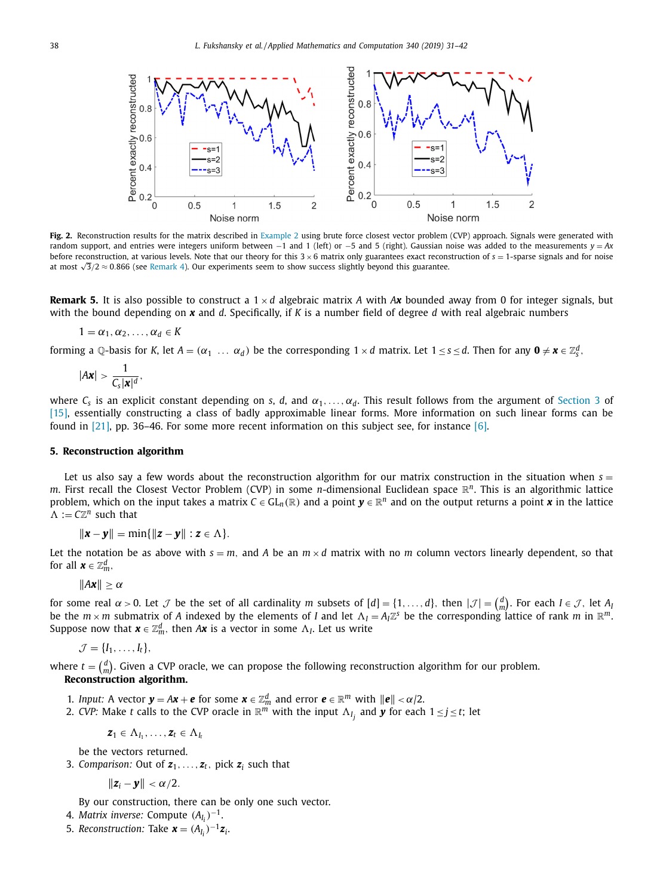Fig. 2. Reconstruction results for the matrix described in Example 2 using brute force closest vector problem (CVP) approach. Signals were generated with random support, and entries were integers uniform between −1 and 1 (left) or −5 and 5 (right). Gaussian noise was added to the measurements $y = Ax$ before reconstruction, at various levels. Note that our theory for this $3 \times 6$ matrix only guarantees exact reconstruction of $s = 1$-sparse signals and for noise at most $\sqrt{3}/2 \approx 0.866$ (see Remark 4). Our experiments seem to show success slightly beyond this guarantee.

**Remark 5.** It is also possible to construct a $1 \times d$ algebraic matrix $A$ with $A\boldsymbol{x}$ bounded away from 0 for integer signals, but with the bound depending on $\boldsymbol{x}$ and $d$. Specifically, if $K$ is a number field of degree $d$ with real algebraic numbers

$$1 = \alpha_1, \alpha_2, \dots, \alpha_d \in K$$

forming a $\mathbb{Q}$-basis for $K$, let $A = (\alpha_1 \ \dots \ \alpha_d)$ be the corresponding $1 \times d$ matrix. Let $1 \le s \le d$. Then for any $\boldsymbol{0} \ne \boldsymbol{x} \in \mathbb{Z}_s^d$,

$$|A\boldsymbol{x}| > \frac{1}{C_s |\boldsymbol{x}|^d},$$

where $C_s$ is an explicit constant depending on $s$, $d$, and $\alpha_1, \dots, \alpha_d$. This result follows from the argument of Section 3 of [15], essentially constructing a class of badly approximable linear forms. More information on such linear forms can be found in [21], pp. 36–46. For some more recent information on this subject see, for instance [6].

## 5. Reconstruction algorithm

Let us also say a few words about the reconstruction algorithm for our matrix construction in the situation when $s = m$. First recall the Closest Vector Problem (CVP) in some $n$-dimensional Euclidean space $\mathbb{R}^n$. This is an algorithmic lattice problem, which on the input takes a matrix $C \in \mathrm{GL}_n(\mathbb{R})$ and a point $\boldsymbol{y} \in \mathbb{R}^n$ and on the output returns a point $\boldsymbol{x}$ in the lattice $\Lambda := C\mathbb{Z}^n$ such that

$$\|\boldsymbol{x} - \boldsymbol{y}\| = \min\{\|\boldsymbol{z} - \boldsymbol{y}\| : \boldsymbol{z} \in \Lambda\}.$$

Let the notation be as above with $s = m$, and $A$ be an $m \times d$ matrix with no $m$ column vectors linearly dependent, so that for all $\boldsymbol{x} \in \mathbb{Z}_m^d$,

$$\|A\boldsymbol{x}\| \ge \alpha$$

for some real $\alpha > 0$. Let $\mathcal{J}$ be the set of all cardinality $m$ subsets of $[d] = \{1, \dots, d\}$, then $|\mathcal{J}| = \binom{d}{m}$. For each $I \in \mathcal{J}$, let $A_I$ be the $m \times m$ submatrix of $A$ indexed by the elements of $I$ and let $\Lambda_I = A_I \mathbb{Z}^s$ be the corresponding lattice of rank $m$ in $\mathbb{R}^m$. Suppose now that $\boldsymbol{x} \in \mathbb{Z}_m^d$, then $A\boldsymbol{x}$ is a vector in some $\Lambda_I$. Let us write

$$\mathcal{J} = \{I_1, \dots, I_t\},$$

where $t = \binom{d}{m}$. Given a CVP oracle, we can propose the following reconstruction algorithm for our problem.

**Reconstruction algorithm.**

1. *Input:* A vector $\boldsymbol{y} = A\boldsymbol{x} + \boldsymbol{e}$ for some $\boldsymbol{x} \in \mathbb{Z}_m^d$ and error $\boldsymbol{e} \in \mathbb{R}^m$ with $\|\boldsymbol{e}\| < \alpha/2$.
2. *CVP:* Make $t$ calls to the CVP oracle in $\mathbb{R}^m$ with the input $\Lambda_{I_j}$ and $\boldsymbol{y}$ for each $1 \le j \le t$; let

   $$\boldsymbol{z}_1 \in \Lambda_{I_1}, \dots, \boldsymbol{z}_t \in \Lambda_{I_t}$$

   be the vectors returned.
3. *Comparison:* Out of $\boldsymbol{z}_1, \dots, \boldsymbol{z}_t$, pick $\boldsymbol{z}_i$ such that

   $$\|\boldsymbol{z}_i - \boldsymbol{y}\| < \alpha/2.$$

   By our construction, there can be only one such vector.
4. *Matrix inverse:* Compute $(A_{I_i})^{-1}$.
5. *Reconstruction:* Take $\boldsymbol{x} = (A_{I_i})^{-1}\boldsymbol{z}_i$.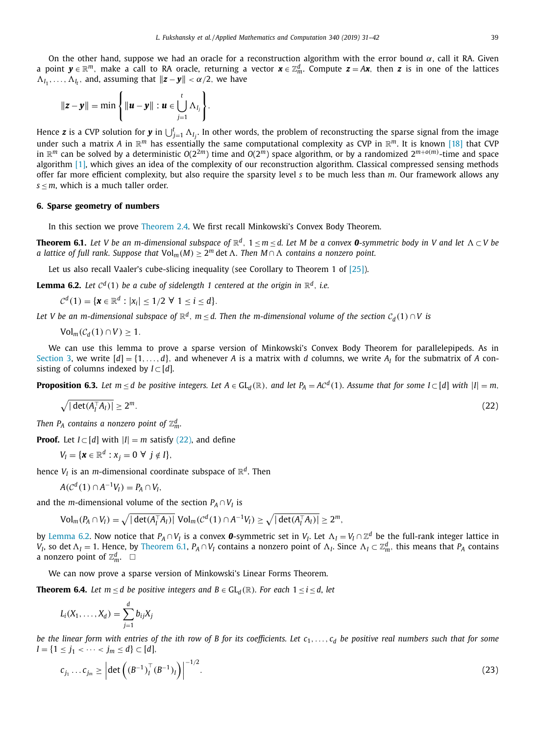On the other hand, suppose we had an oracle for a reconstruction algorithm with the error bound $\alpha$, call it RA. Given a point $\boldsymbol{y} \in \mathbb{R}^m$, make a call to RA oracle, returning a vector $\boldsymbol{x} \in \mathbb{Z}_m^d$. Compute $\boldsymbol{z} = A\boldsymbol{x}$, then $\boldsymbol{z}$ is in one of the lattices $\Lambda_{I_1}, \ldots, \Lambda_{I_t}$, and, assuming that $\|\boldsymbol{z} - \boldsymbol{y}\| < \alpha/2$, we have

$$\|\boldsymbol{z} - \boldsymbol{y}\| = \min \left\{ \|\boldsymbol{u} - \boldsymbol{y}\| : \boldsymbol{u} \in \bigcup_{j=1}^{t} \Lambda_{I_j} \right\}.$$

Hence $\boldsymbol{z}$ is a CVP solution for $\boldsymbol{y}$ in $\bigcup_{j=1}^{t} \Lambda_{I_j}$. In other words, the problem of reconstructing the sparse signal from the image under such a matrix $A$ in $\mathbb{R}^m$ has essentially the same computational complexity as CVP in $\mathbb{R}^m$. It is known [18] that CVP in $\mathbb{R}^m$ can be solved by a deterministic $O(2^{2m})$ time and $O(2^m)$ space algorithm, or by a randomized $2^{m+o(m)}$-time and space algorithm [1], which gives an idea of the complexity of our reconstruction algorithm. Classical compressed sensing methods offer far more efficient complexity, but also require the sparsity level $s$ to be much less than $m$. Our framework allows any $s \leq m$, which is a much taller order.

## 6. Sparse geometry of numbers

In this section we prove Theorem 2.4. We first recall Minkowski's Convex Body Theorem.

**Theorem 6.1.** *Let $V$ be an $m$-dimensional subspace of $\mathbb{R}^d$, $1 \leq m \leq d$. Let $M$ be a convex $\boldsymbol{0}$-symmetric body in $V$ and let $\Lambda \subset V$ be a lattice of full rank. Suppose that $\mathrm{Vol}_m(M) \geq 2^m \det \Lambda$. Then $M \cap \Lambda$ contains a nonzero point.*

Let us also recall Vaaler's cube-slicing inequality (see Corollary to Theorem 1 of [25]).

**Lemma 6.2.** *Let $\mathcal{C}^d(1)$ be a cube of sidelength 1 centered at the origin in $\mathbb{R}^d$, i.e.*

$$\mathcal{C}^d(1) = \{\boldsymbol{x} \in \mathbb{R}^d : |x_i| \leq 1/2 \ \forall \ 1 \leq i \leq d\}.$$

*Let $V$ be an $m$-dimensional subspace of $\mathbb{R}^d$, $m \leq d$. Then the $m$-dimensional volume of the section $\mathcal{C}_d(1) \cap V$ is*

$$\mathrm{Vol}_m(\mathcal{C}_d(1) \cap V) \geq 1.$$

We can use this lemma to prove a sparse version of Minkowski's Convex Body Theorem for parallelepipeds. As in Section 3, we write $[d] = \{1, \ldots, d\}$, and whenever $A$ is a matrix with $d$ columns, we write $A_I$ for the submatrix of $A$ consisting of columns indexed by $I \subset [d]$.

**Proposition 6.3.** *Let $m \leq d$ be positive integers. Let $A \in \mathrm{GL}_d(\mathbb{R})$, and let $P_A = A\mathcal{C}^d(1)$. Assume that for some $I \subset [d]$ with $|I| = m$,*

$$\sqrt{|\det(A_I^\top A_I)|} \geq 2^m. \tag{22}$$

*Then $P_A$ contains a nonzero point of $\mathbb{Z}_m^d$.*

**Proof.** Let $I \subset [d]$ with $|I| = m$ satisfy (22), and define

$$V_I = \{\boldsymbol{x} \in \mathbb{R}^d : x_j = 0 \ \forall \ j \notin I\},$$

hence $V_I$ is an $m$-dimensional coordinate subspace of $\mathbb{R}^d$. Then

$$A(\mathcal{C}^d(1) \cap A^{-1}V_I) = P_A \cap V_I,$$

and the $m$-dimensional volume of the section $P_A \cap V_I$ is

$$\mathrm{Vol}_m(P_A \cap V_I) = \sqrt{|\det(A_I^\top A_I)|}\ \mathrm{Vol}_m(\mathcal{C}^d(1) \cap A^{-1}V_I) \geq \sqrt{|\det(A_I^\top A_I)|} \geq 2^m,$$

by Lemma 6.2. Now notice that $P_A \cap V_I$ is a convex $\boldsymbol{0}$-symmetric set in $V_I$. Let $\Lambda_I = V_I \cap \mathbb{Z}^d$ be the full-rank integer lattice in $V_I$, so $\det \Lambda_I = 1$. Hence, by Theorem 6.1, $P_A \cap V_I$ contains a nonzero point of $\Lambda_I$. Since $\Lambda_I \subset \mathbb{Z}_m^d$, this means that $P_A$ contains a nonzero point of $\mathbb{Z}_m^d$. $\square$

We can now prove a sparse version of Minkowski's Linear Forms Theorem.

**Theorem 6.4.** *Let $m \leq d$ be positive integers and $B \in \mathrm{GL}_d(\mathbb{R})$. For each $1 \leq i \leq d$, let*

$$L_i(X_1, \ldots, X_d) = \sum_{j=1}^{d} b_{ij} X_j$$

*be the linear form with entries of the ith row of $B$ for its coefficients. Let $c_1, \ldots, c_d$ be positive real numbers such that for some $I = \{1 \leq j_1 < \cdots < j_m \leq d\} \subset [d]$,*

$$c_{j_1} \ldots c_{j_m} \geq \left| \det\left( (B^{-1})_I^\top (B^{-1})_I \right) \right|^{-1/2}. \tag{23}$$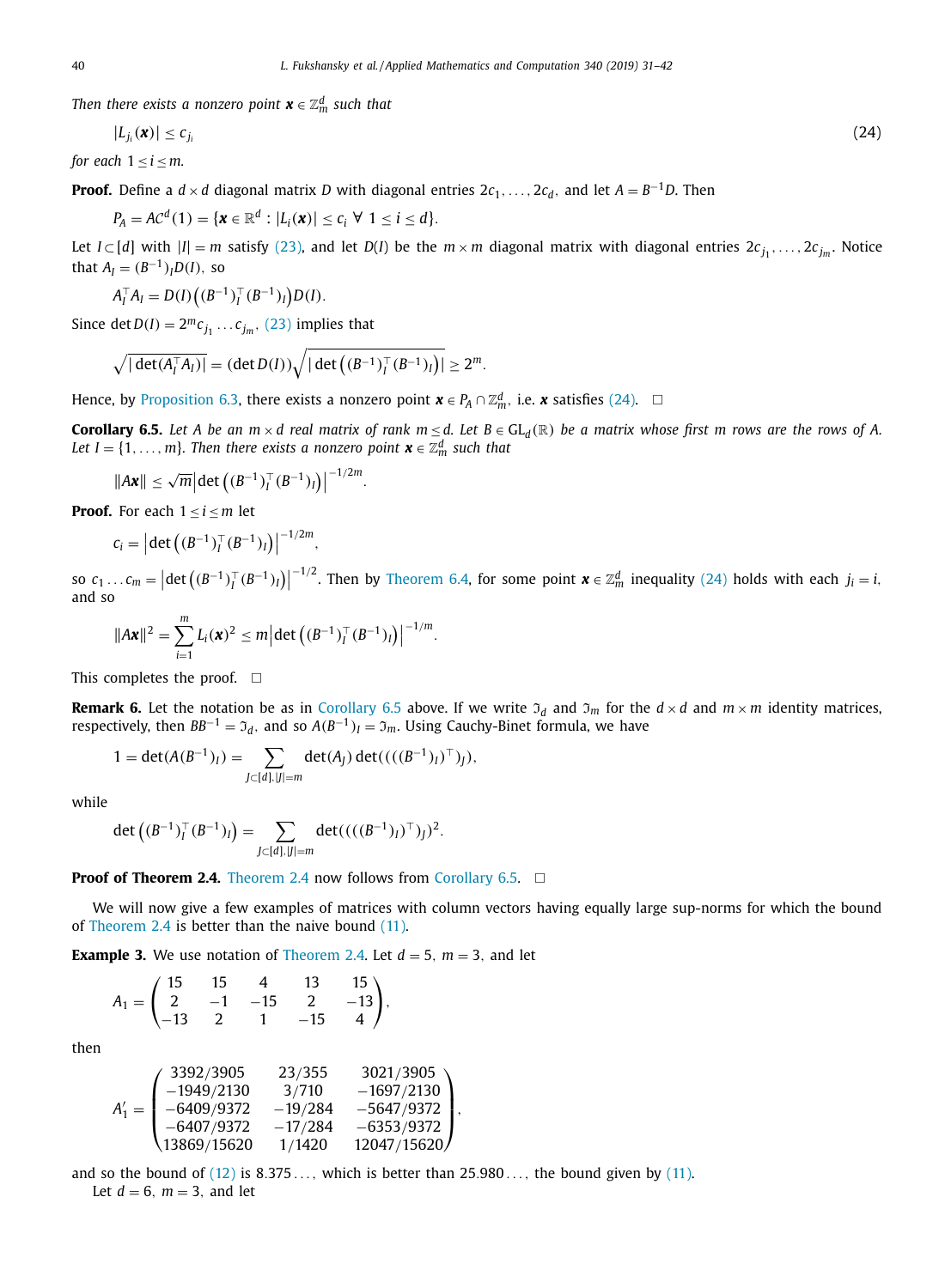*Then there exists a nonzero point* $\boldsymbol{x} \in \mathbb{Z}_m^d$ *such that*

$$|L_{j_i}(\boldsymbol{x})| \le c_{j_i} \tag{24}$$

*for each* $1 \le i \le m$.

**Proof.** Define a $d \times d$ diagonal matrix $D$ with diagonal entries $2c_1, \dots, 2c_d$, and let $A = B^{-1}D$. Then

$$P_A = AC^d(1) = \{\boldsymbol{x} \in \mathbb{R}^d : |L_i(\boldsymbol{x})| \le c_i \ \forall \ 1 \le i \le d\}.$$

Let $I \subset [d]$ with $|I| = m$ satisfy (23), and let $D(I)$ be the $m \times m$ diagonal matrix with diagonal entries $2c_{j_1}, \dots, 2c_{j_m}$. Notice that $A_I = (B^{-1})_I D(I)$, so

$$A_I^\top A_I = D(I)\left((B^{-1})_I^\top (B^{-1})_I\right)D(I).$$

Since $\det D(I) = 2^m c_{j_1} \dots c_{j_m}$, (23) implies that

$$\sqrt{|\det(A_I^\top A_I)|} = (\det D(I))\sqrt{\left|\det\left((B^{-1})_I^\top (B^{-1})_I\right)\right|} \ge 2^m.$$

Hence, by Proposition 6.3, there exists a nonzero point $\boldsymbol{x} \in P_A \cap \mathbb{Z}_m^d$, i.e. $\boldsymbol{x}$ satisfies (24). $\square$

**Corollary 6.5.** *Let $A$ be an $m \times d$ real matrix of rank $m \le d$. Let $B \in \mathrm{GL}_d(\mathbb{R})$ be a matrix whose first $m$ rows are the rows of $A$. Let $I = \{1, \dots, m\}$. Then there exists a nonzero point $\boldsymbol{x} \in \mathbb{Z}_m^d$ such that*

$$\|A\boldsymbol{x}\| \le \sqrt{m}\left|\det\left((B^{-1})_I^\top (B^{-1})_I\right)\right|^{-1/2m}.$$

**Proof.** For each $1 \le i \le m$ let

$$c_i = \left|\det\left((B^{-1})_I^\top (B^{-1})_I\right)\right|^{-1/2m},$$

so $c_1 \dots c_m = \left|\det\left((B^{-1})_I^\top (B^{-1})_I\right)\right|^{-1/2}$. Then by Theorem 6.4, for some point $\boldsymbol{x} \in \mathbb{Z}_m^d$ inequality (24) holds with each $j_i = i$, and so

$$\|A\boldsymbol{x}\|^2 = \sum_{i=1}^m L_i(\boldsymbol{x})^2 \le m\left|\det\left((B^{-1})_I^\top (B^{-1})_I\right)\right|^{-1/m}.$$

This completes the proof. $\square$

**Remark 6.** Let the notation be as in Corollary 6.5 above. If we write $\mathfrak{I}_d$ and $\mathfrak{I}_m$ for the $d \times d$ and $m \times m$ identity matrices, respectively, then $BB^{-1} = \mathfrak{I}_d$, and so $A(B^{-1})_I = \mathfrak{I}_m$. Using Cauchy-Binet formula, we have

$$1 = \det(A(B^{-1})_I) = \sum_{J \subset [d], |J| = m} \det(A_J)\det((((B^{-1})_I)^\top)_J),$$

while

$$\det\left((B^{-1})_I^\top (B^{-1})_I\right) = \sum_{J \subset [d], |J| = m} \det((((B^{-1})_I)^\top)_J)^2.$$

**Proof of Theorem 2.4.** Theorem 2.4 now follows from Corollary 6.5. $\square$

We will now give a few examples of matrices with column vectors having equally large sup-norms for which the bound of Theorem 2.4 is better than the naive bound (11).

**Example 3.** We use notation of Theorem 2.4. Let $d = 5$, $m = 3$, and let

$$A_1 = \begin{pmatrix} 15 & 15 & 4 & 13 & 15 \\ 2 & -1 & -15 & 2 & -13 \\ -13 & 2 & 1 & -15 & 4 \end{pmatrix},$$

then

$$A_1' = \begin{pmatrix} 3392/3905 & 23/355 & 3021/3905 \\ -1949/2130 & 3/710 & -1697/2130 \\ -6409/9372 & -19/284 & -5647/9372 \\ -6407/9372 & -17/284 & -6353/9372 \\ 13869/15620 & 1/1420 & 12047/15620 \end{pmatrix},$$

and so the bound of (12) is $8.375\dots$, which is better than $25.980\dots$, the bound given by (11).

Let $d = 6$, $m = 3$, and let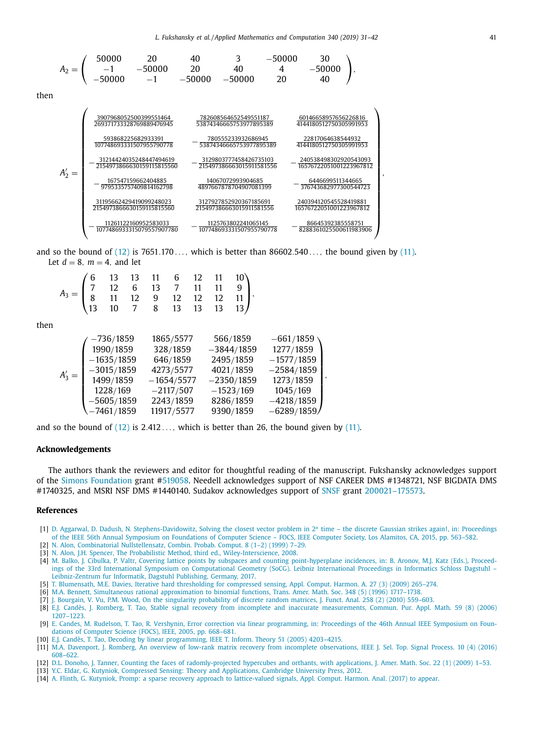$$A_2 = \begin{pmatrix} 50000 & 20 & 40 & 3 & -50000 & 30 \\ -1 & -50000 & 20 & 40 & 4 & -50000 \\ -50000 & -1 & -50000 & -50000 & 20 & 40 \end{pmatrix},$$

then

$$A_2' = \begin{pmatrix} \frac{3907968052500399551464}{2693717333287698894769 45} & \frac{782608564652549551187}{538743466657539778953 89} & \frac{60146658957656226816}{414418051275030599195 3} \\ \frac{593868225682933391}{1077486933315079557907 78} & -\frac{780555233932686945}{538743466657539778953 89} & \frac{22817064638544932}{414418051275030599195 3} \\ -\frac{3121442403524844749461 9}{2154973866630159115815 560} & -\frac{3129803777458426735103}{2154973866630159115815 56} & -\frac{240538498302920543093}{165767220510012239678 12} \\ -\frac{167547159662404885}{979533575740981416279 8} & \frac{14067072993904685}{489766787870490708139 9} & -\frac{6446699511344665}{376743682977300544723} \\ \frac{3119566242941909924802 3}{2154973866630159115815 560} & \frac{312792785292036718569 1}{2154973866630159115815 56} & \frac{240394120545528419881}{165767220510012239678 12} \\ -\frac{112611221609525830 33}{1077486933315079557907 780} & -\frac{1125763802241065145}{1077486933315079557907 78} & -\frac{86645392385558751}{828836102550061198390 6} \end{pmatrix},$$

and so the bound of (12) is $7651.170\ldots$, which is better than $86602.540\ldots$, the bound given by (11).

Let $d = 8$, $m = 4$, and let

$$A_3 = \begin{pmatrix} 6 & 13 & 13 & 11 & 6 & 12 & 11 & 10 \\ 7 & 12 & 6 & 13 & 7 & 11 & 11 & 9 \\ 8 & 11 & 12 & 9 & 12 & 12 & 12 & 11 \\ 13 & 10 & 7 & 8 & 13 & 13 & 13 & 13 \end{pmatrix},$$

then

$$A_3' = \begin{pmatrix} -736/1859 & 1865/5577 & 566/1859 & -661/1859 \\ 1990/1859 & 328/1859 & -3844/1859 & 1277/1859 \\ -1635/1859 & 646/1859 & 2495/1859 & -1577/1859 \\ -3015/1859 & 4273/5577 & 4021/1859 & -2584/1859 \\ 1499/1859 & -1654/5577 & -2350/1859 & 1273/1859 \\ 1228/169 & -2117/507 & -1523/169 & 1045/169 \\ -5605/1859 & 2243/1859 & 8286/1859 & -4218/1859 \\ -7461/1859 & 11917/5577 & 9390/1859 & -6289/1859 \end{pmatrix},$$

and so the bound of (12) is $2.412\ldots$, which is better than 26, the bound given by (11).

## Acknowledgements

The authors thank the reviewers and editor for thoughtful reading of the manuscript. Fukshansky acknowledges support of the Simons Foundation grant #519058. Needell acknowledges support of NSF CAREER DMS #1348721, NSF BIGDATA DMS #1740325, and MSRI NSF DMS #1440140. Sudakov acknowledges support of SNSF grant 200021–175573.

## References

[1] D. Aggarwal, D. Dadush, N. Stephens-Davidowitz, Solving the closest vector problem in $2^n$ time – the discrete Gaussian strikes again!, in: Proceedings of the IEEE 56th Annual Symposium on Foundations of Computer Science – FOCS, IEEE Computer Society, Los Alamitos, CA, 2015, pp. 563–582.
[2] N. Alon, Combinatorial Nullstellensatz, Combin. Probab. Comput. 8 (1–2) (1999) 7–29.
[3] N. Alon, J.H. Spencer, The Probabilistic Method, third ed., Wiley-Interscience, 2008.
[4] M. Balko, J. Cibulka, P. Valtr, Covering lattice points by subspaces and counting point-hyperplane incidences, in: B. Aronov, M.J. Katz (Eds.), Proceedings of the 33rd International Symposium on Computational Geometry (SoCG). Leibniz International Proceedings in Informatics Schloss Dagstuhl – Leibniz-Zentrum fur Informatik, Dagstuhl Publishing, Germany, 2017.
[5] T. Blumensath, M.E. Davies, Iterative hard thresholding for compressed sensing, Appl. Comput. Harmon. A. 27 (3) (2009) 265–274.
[6] M.A. Bennett, Simultaneous rational approximation to binomial functions, Trans. Amer. Math. Soc. 348 (5) (1996) 1717–1738.
[7] J. Bourgain, V. Vu, P.M. Wood, On the singularity probability of discrete random matrices, J. Funct. Anal. 258 (2) (2010) 559–603.
[8] E.J. Candès, J. Romberg, T. Tao, Stable signal recovery from incomplete and inaccurate measurements, Commun. Pur. Appl. Math. 59 (8) (2006) 1207–1223.
[9] E. Candes, M. Rudelson, T. Tao, R. Vershynin, Error correction via linear programming, in: Proceedings of the 46th Annual IEEE Symposium on Foundations of Computer Science (FOCS), IEEE, 2005, pp. 668–681.
[10] E.J. Candès, T. Tao, Decoding by linear programming, IEEE T. Inform. Theory 51 (2005) 4203–4215.
[11] M.A. Davenport, J. Romberg, An overview of low-rank matrix recovery from incomplete observations, IEEE J. Sel. Top. Signal Process. 10 (4) (2016) 608–622.
[12] D.L. Donoho, J. Tanner, Counting the faces of randomly-projected hypercubes and orthants, with applications, J. Amer. Math. Soc. 22 (1) (2009) 1–53.
[13] Y.C. Eldar, G. Kutyniok, Compressed Sensing: Theory and Applications, Cambridge University Press, 2012.
[14] A. Flinth, G. Kutyniok, Promp: a sparse recovery approach to lattice-valued signals, Appl. Comput. Harmon. Anal. (2017) to appear.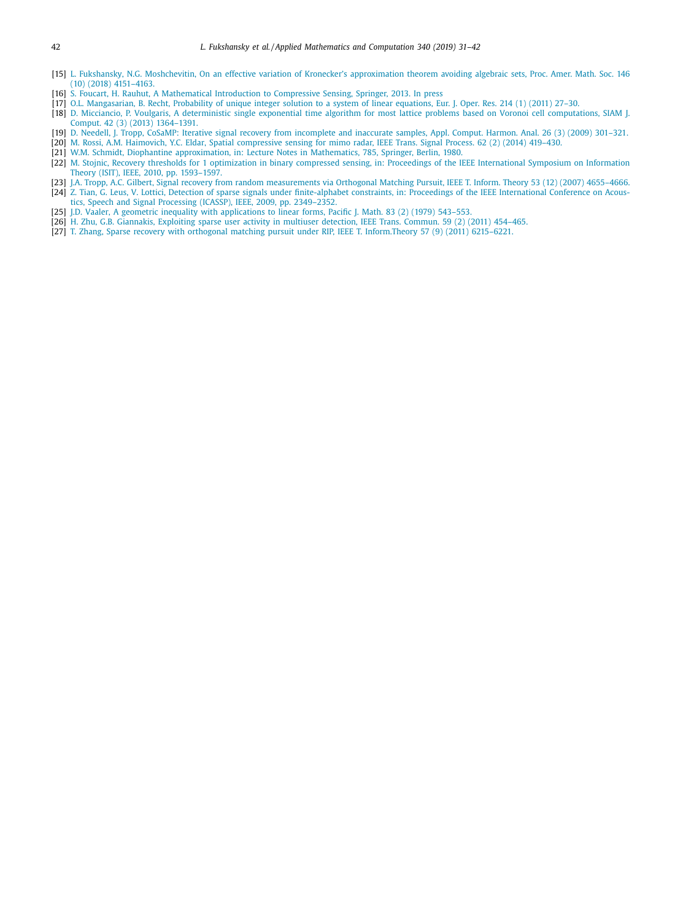[15] L. Fukshansky, N.G. Moshchevitin, On an effective variation of Kronecker's approximation theorem avoiding algebraic sets, Proc. Amer. Math. Soc. 146 (10) (2018) 4151–4163.

[16] S. Foucart, H. Rauhut, A Mathematical Introduction to Compressive Sensing, Springer, 2013. In press

[17] O.L. Mangasarian, B. Recht, Probability of unique integer solution to a system of linear equations, Eur. J. Oper. Res. 214 (1) (2011) 27–30.

[18] D. Micciancio, P. Voulgaris, A deterministic single exponential time algorithm for most lattice problems based on Voronoi cell computations, SIAM J. Comput. 42 (3) (2013) 1364–1391.

[19] D. Needell, J. Tropp, CoSaMP: Iterative signal recovery from incomplete and inaccurate samples, Appl. Comput. Harmon. Anal. 26 (3) (2009) 301–321.

[20] M. Rossi, A.M. Haimovich, Y.C. Eldar, Spatial compressive sensing for mimo radar, IEEE Trans. Signal Process. 62 (2) (2014) 419–430.

[21] W.M. Schmidt, Diophantine approximation, in: Lecture Notes in Mathematics, 785, Springer, Berlin, 1980.

[22] M. Stojnic, Recovery thresholds for 1 optimization in binary compressed sensing, in: Proceedings of the IEEE International Symposium on Information Theory (ISIT), IEEE, 2010, pp. 1593–1597.

[23] J.A. Tropp, A.C. Gilbert, Signal recovery from random measurements via Orthogonal Matching Pursuit, IEEE T. Inform. Theory 53 (12) (2007) 4655–4666.

[24] Z. Tian, G. Leus, V. Lottici, Detection of sparse signals under finite-alphabet constraints, in: Proceedings of the IEEE International Conference on Acoustics, Speech and Signal Processing (ICASSP), IEEE, 2009, pp. 2349–2352.

[25] J.D. Vaaler, A geometric inequality with applications to linear forms, Pacific J. Math. 83 (2) (1979) 543–553.

[26] H. Zhu, G.B. Giannakis, Exploiting sparse user activity in multiuser detection, IEEE Trans. Commun. 59 (2) (2011) 454–465.

[27] T. Zhang, Sparse recovery with orthogonal matching pursuit under RIP, IEEE T. Inform.Theory 57 (9) (2011) 6215–6221.